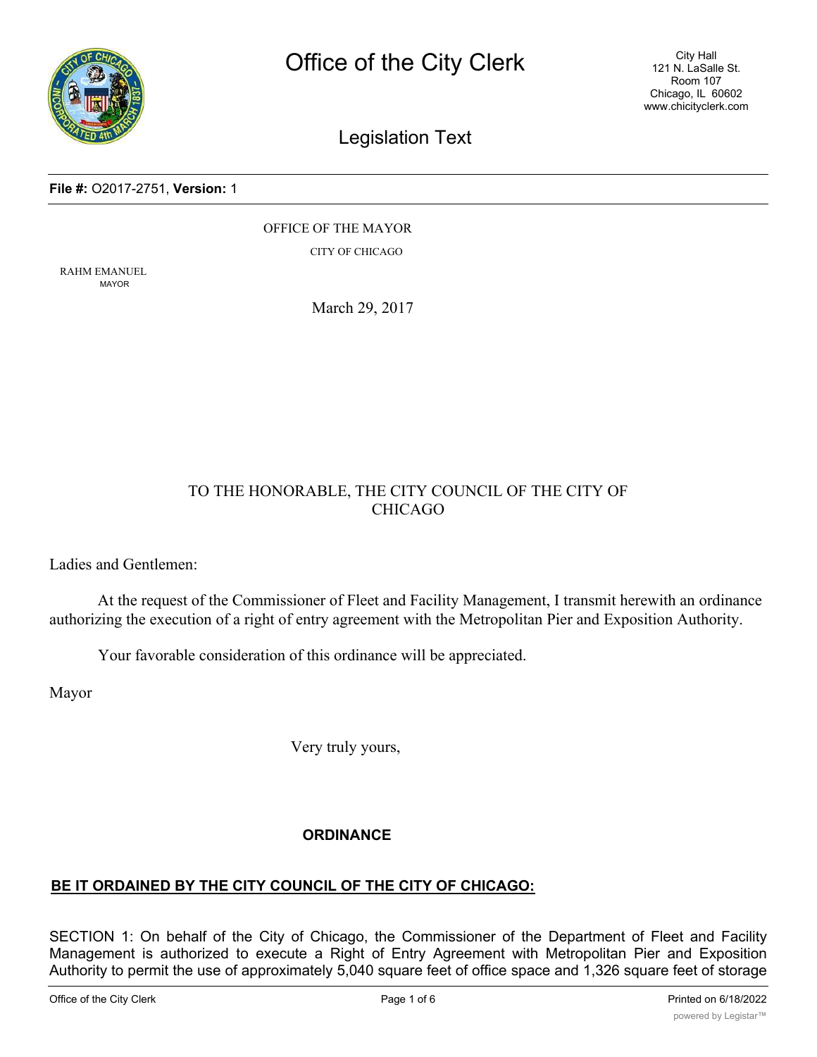# Office of the City Clerk

City Hall
121 N. LaSalle St.
Room 107
Chicago, IL 60602
www.chicityclerk.com

## Legislation Text

**File #:** O2017-2751, **Version:** 1

OFFICE OF THE MAYOR

CITY OF CHICAGO

RAHM EMANUEL
MAYOR

March 29, 2017

TO THE HONORABLE, THE CITY COUNCIL OF THE CITY OF CHICAGO

Ladies and Gentlemen:

At the request of the Commissioner of Fleet and Facility Management, I transmit herewith an ordinance authorizing the execution of a right of entry agreement with the Metropolitan Pier and Exposition Authority.

Your favorable consideration of this ordinance will be appreciated.

Mayor

Very truly yours,

**ORDINANCE**

**BE IT ORDAINED BY THE CITY COUNCIL OF THE CITY OF CHICAGO:**

SECTION 1: On behalf of the City of Chicago, the Commissioner of the Department of Fleet and Facility Management is authorized to execute a Right of Entry Agreement with Metropolitan Pier and Exposition Authority to permit the use of approximately 5,040 square feet of office space and 1,326 square feet of storage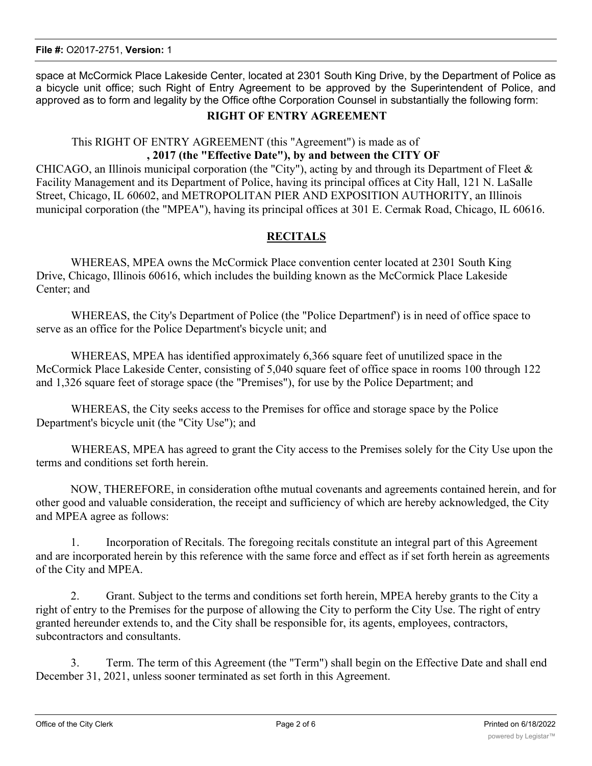space at McCormick Place Lakeside Center, located at 2301 South King Drive, by the Department of Police as a bicycle unit office; such Right of Entry Agreement to be approved by the Superintendent of Police, and approved as to form and legality by the Office ofthe Corporation Counsel in substantially the following form:

## RIGHT OF ENTRY AGREEMENT

This RIGHT OF ENTRY AGREEMENT (this "Agreement") is made as of **, 2017 (the "Effective Date"), by and between the CITY OF** CHICAGO, an Illinois municipal corporation (the "City"), acting by and through its Department of Fleet & Facility Management and its Department of Police, having its principal offices at City Hall, 121 N. LaSalle Street, Chicago, IL 60602, and METROPOLITAN PIER AND EXPOSITION AUTHORITY, an Illinois municipal corporation (the "MPEA"), having its principal offices at 301 E. Cermak Road, Chicago, IL 60616.

## RECITALS

WHEREAS, MPEA owns the McCormick Place convention center located at 2301 South King Drive, Chicago, Illinois 60616, which includes the building known as the McCormick Place Lakeside Center; and

WHEREAS, the City's Department of Police (the "Police Departmenf') is in need of office space to serve as an office for the Police Department's bicycle unit; and

WHEREAS, MPEA has identified approximately 6,366 square feet of unutilized space in the McCormick Place Lakeside Center, consisting of 5,040 square feet of office space in rooms 100 through 122 and 1,326 square feet of storage space (the "Premises"), for use by the Police Department; and

WHEREAS, the City seeks access to the Premises for office and storage space by the Police Department's bicycle unit (the "City Use"); and

WHEREAS, MPEA has agreed to grant the City access to the Premises solely for the City Use upon the terms and conditions set forth herein.

NOW, THEREFORE, in consideration ofthe mutual covenants and agreements contained herein, and for other good and valuable consideration, the receipt and sufficiency of which are hereby acknowledged, the City and MPEA agree as follows:

1. Incorporation of Recitals. The foregoing recitals constitute an integral part of this Agreement and are incorporated herein by this reference with the same force and effect as if set forth herein as agreements of the City and MPEA.

2. Grant. Subject to the terms and conditions set forth herein, MPEA hereby grants to the City a right of entry to the Premises for the purpose of allowing the City to perform the City Use. The right of entry granted hereunder extends to, and the City shall be responsible for, its agents, employees, contractors, subcontractors and consultants.

3. Term. The term of this Agreement (the "Term") shall begin on the Effective Date and shall end December 31, 2021, unless sooner terminated as set forth in this Agreement.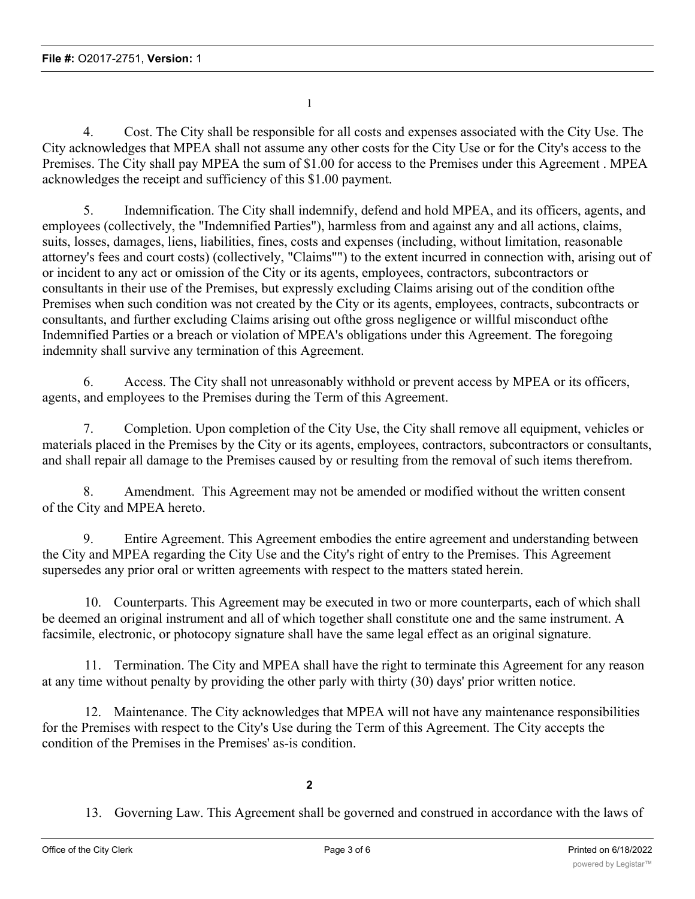4. Cost. The City shall be responsible for all costs and expenses associated with the City Use. The City acknowledges that MPEA shall not assume any other costs for the City Use or for the City's access to the Premises. The City shall pay MPEA the sum of $1.00 for access to the Premises under this Agreement . MPEA acknowledges the receipt and sufficiency of this $1.00 payment.

5. Indemnification. The City shall indemnify, defend and hold MPEA, and its officers, agents, and employees (collectively, the "Indemnified Parties"), harmless from and against any and all actions, claims, suits, losses, damages, liens, liabilities, fines, costs and expenses (including, without limitation, reasonable attorney's fees and court costs) (collectively, "Claims"") to the extent incurred in connection with, arising out of or incident to any act or omission of the City or its agents, employees, contractors, subcontractors or consultants in their use of the Premises, but expressly excluding Claims arising out of the condition ofthe Premises when such condition was not created by the City or its agents, employees, contracts, subcontracts or consultants, and further excluding Claims arising out ofthe gross negligence or willful misconduct ofthe Indemnified Parties or a breach or violation of MPEA's obligations under this Agreement. The foregoing indemnity shall survive any termination of this Agreement.

6. Access. The City shall not unreasonably withhold or prevent access by MPEA or its officers, agents, and employees to the Premises during the Term of this Agreement.

7. Completion. Upon completion of the City Use, the City shall remove all equipment, vehicles or materials placed in the Premises by the City or its agents, employees, contractors, subcontractors or consultants, and shall repair all damage to the Premises caused by or resulting from the removal of such items therefrom.

8. Amendment. This Agreement may not be amended or modified without the written consent of the City and MPEA hereto.

9. Entire Agreement. This Agreement embodies the entire agreement and understanding between the City and MPEA regarding the City Use and the City's right of entry to the Premises. This Agreement supersedes any prior oral or written agreements with respect to the matters stated herein.

10. Counterparts. This Agreement may be executed in two or more counterparts, each of which shall be deemed an original instrument and all of which together shall constitute one and the same instrument. A facsimile, electronic, or photocopy signature shall have the same legal effect as an original signature.

11. Termination. The City and MPEA shall have the right to terminate this Agreement for any reason at any time without penalty by providing the other parly with thirty (30) days' prior written notice.

12. Maintenance. The City acknowledges that MPEA will not have any maintenance responsibilities for the Premises with respect to the City's Use during the Term of this Agreement. The City accepts the condition of the Premises in the Premises' as-is condition.

13. Governing Law. This Agreement shall be governed and construed in accordance with the laws of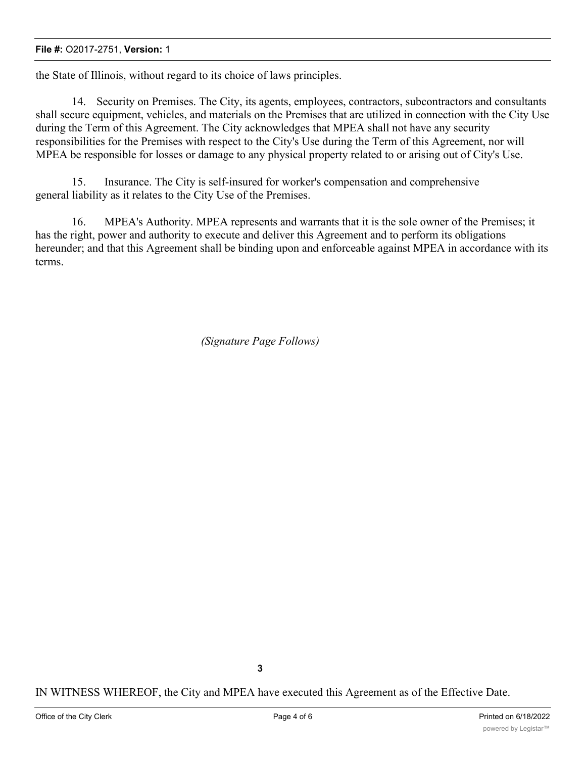the State of Illinois, without regard to its choice of laws principles.

14. Security on Premises. The City, its agents, employees, contractors, subcontractors and consultants shall secure equipment, vehicles, and materials on the Premises that are utilized in connection with the City Use during the Term of this Agreement. The City acknowledges that MPEA shall not have any security responsibilities for the Premises with respect to the City's Use during the Term of this Agreement, nor will MPEA be responsible for losses or damage to any physical property related to or arising out of City's Use.

15. Insurance. The City is self-insured for worker's compensation and comprehensive general liability as it relates to the City Use of the Premises.

16. MPEA's Authority. MPEA represents and warrants that it is the sole owner of the Premises; it has the right, power and authority to execute and deliver this Agreement and to perform its obligations hereunder; and that this Agreement shall be binding upon and enforceable against MPEA in accordance with its terms.

*(Signature Page Follows)*

IN WITNESS WHEREOF, the City and MPEA have executed this Agreement as of the Effective Date.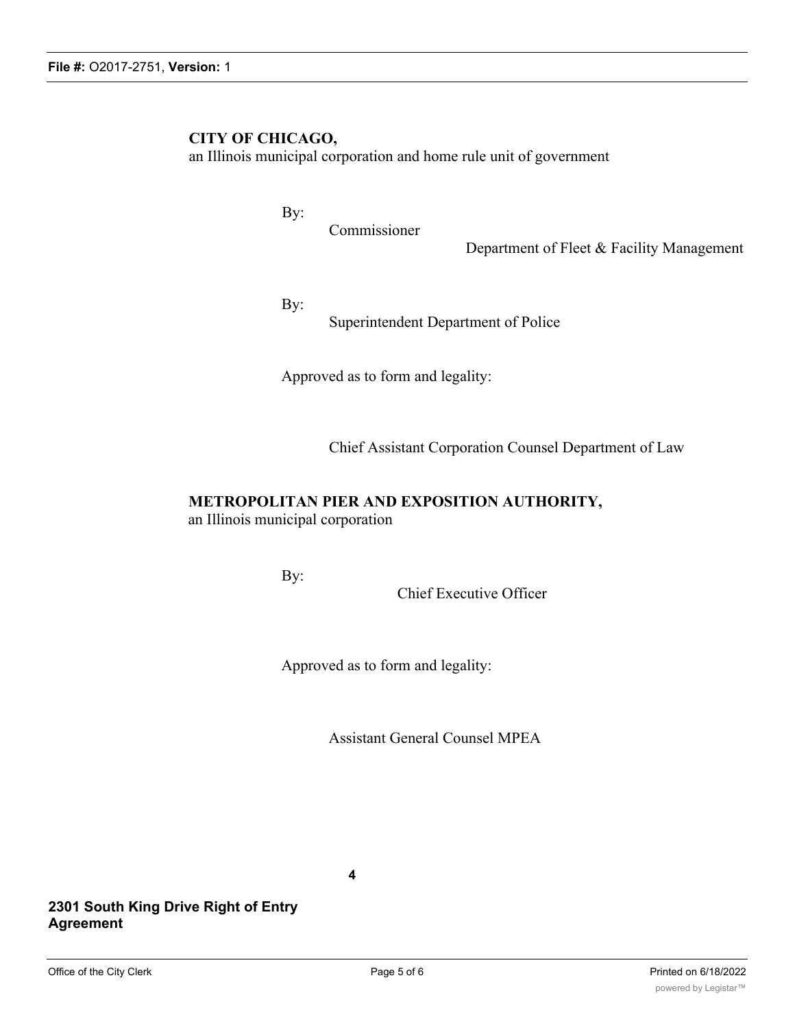**CITY OF CHICAGO,**
an Illinois municipal corporation and home rule unit of government

By:
Commissioner
Department of Fleet & Facility Management

By:
Superintendent Department of Police

Approved as to form and legality:

Chief Assistant Corporation Counsel Department of Law

**METROPOLITAN PIER AND EXPOSITION AUTHORITY,**
an Illinois municipal corporation

By:
Chief Executive Officer

Approved as to form and legality:

Assistant General Counsel MPEA

**2301 South King Drive Right of Entry Agreement**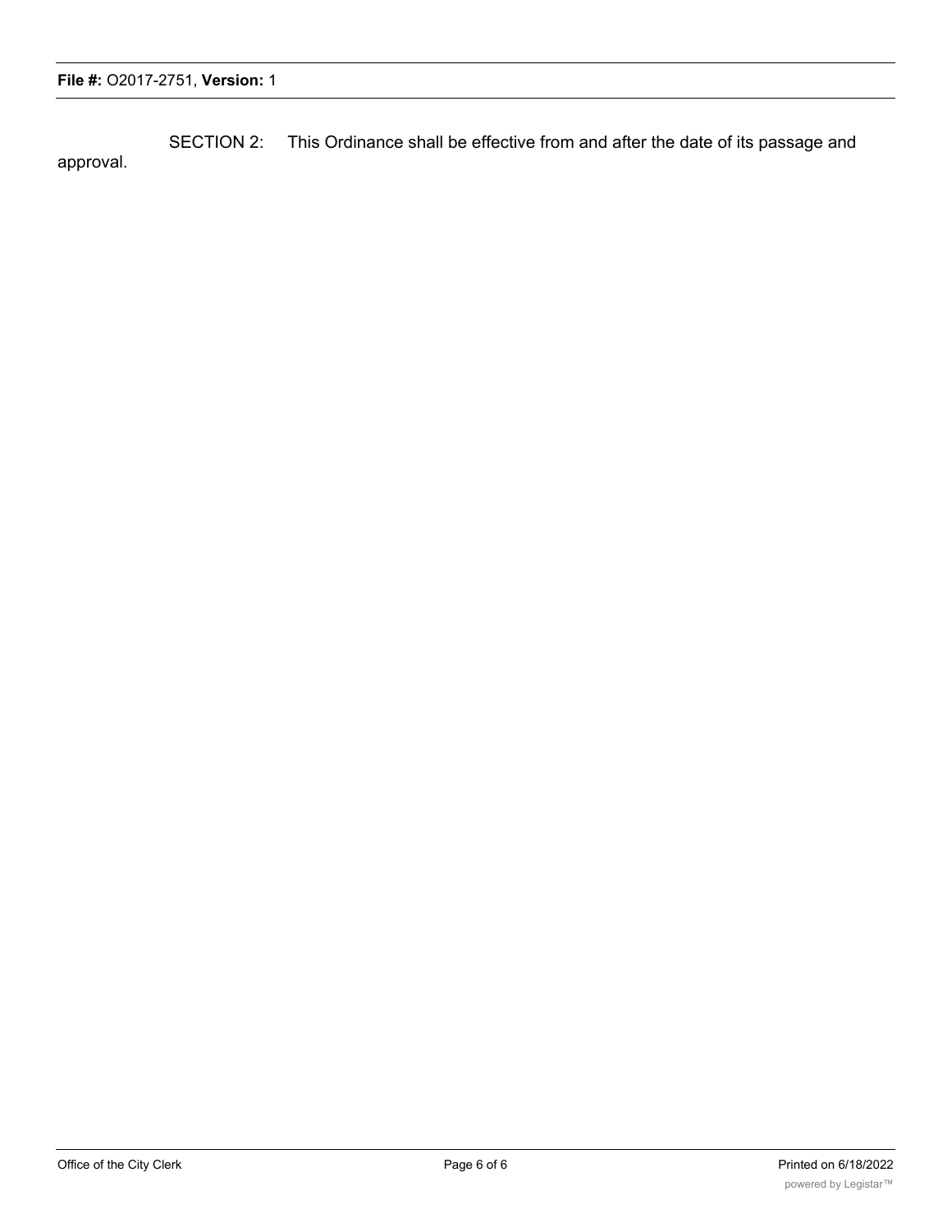SECTION 2: This Ordinance shall be effective from and after the date of its passage and approval.